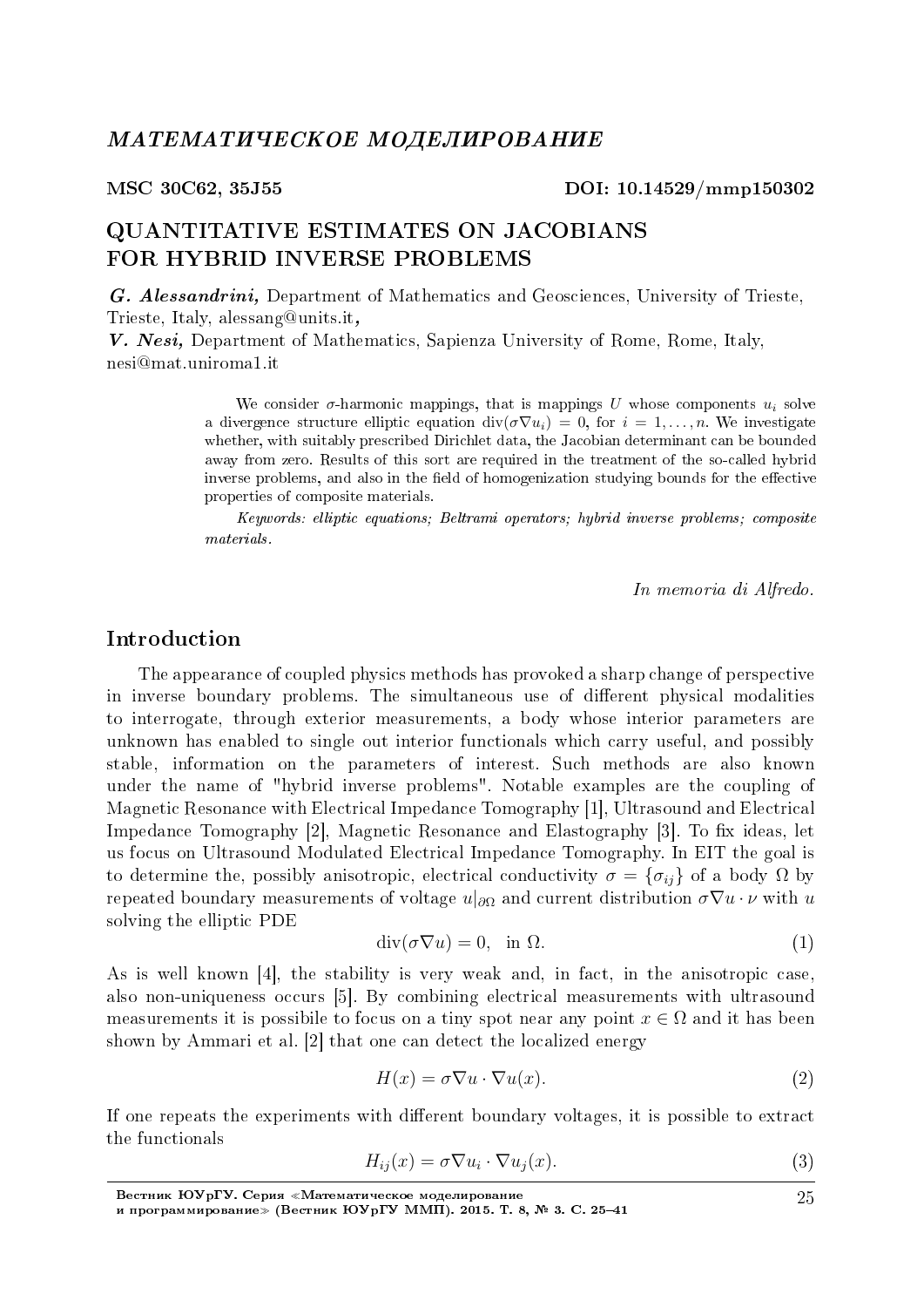# МАТЕМАТИЧЕСКОЕ МОДЕЛИРОВАНИЕ

**MSC 30C62, 35J55** **DOI: 10.14529/mmp150302**

## QUANTITATIVE ESTIMATES ON JACOBIANS FOR HYBRID INVERSE PROBLEMS

***G. Alessandrini,*** Department of Mathematics and Geosciences, University of Trieste, Trieste, Italy, alessang@units.it,
***V. Nesi,*** Department of Mathematics, Sapienza University of Rome, Rome, Italy, nesi@mat.uniroma1.it

We consider $\sigma$-harmonic mappings, that is mappings $U$ whose components $u_i$ solve a divergence structure elliptic equation $\mathrm{div}(\sigma\nabla u_i) = 0$, for $i = 1, \ldots, n$. We investigate whether, with suitably prescribed Dirichlet data, the Jacobian determinant can be bounded away from zero. Results of this sort are required in the treatment of the so-called hybrid inverse problems, and also in the field of homogenization studying bounds for the effective properties of composite materials.

*Keywords: elliptic equations; Beltrami operators; hybrid inverse problems; composite materials.*

*In memoria di Alfredo.*

## Introduction

The appearance of coupled physics methods has provoked a sharp change of perspective in inverse boundary problems. The simultaneous use of different physical modalities to interrogate, through exterior measurements, a body whose interior parameters are unknown has enabled to single out interior functionals which carry useful, and possibly stable, information on the parameters of interest. Such methods are also known under the name of "hybrid inverse problems". Notable examples are the coupling of Magnetic Resonance with Electrical Impedance Tomography [1], Ultrasound and Electrical Impedance Tomography [2], Magnetic Resonance and Elastography [3]. To fix ideas, let us focus on Ultrasound Modulated Electrical Impedance Tomography. In EIT the goal is to determine the, possibly anisotropic, electrical conductivity $\sigma = \{\sigma_{ij}\}$ of a body $\Omega$ by repeated boundary measurements of voltage $u|_{\partial\Omega}$ and current distribution $\sigma\nabla u \cdot \nu$ with $u$ solving the elliptic PDE

$$\mathrm{div}(\sigma\nabla u) = 0, \quad \text{in } \Omega. \tag{1}$$

As is well known [4], the stability is very weak and, in fact, in the anisotropic case, also non-uniqueness occurs [5]. By combining electrical measurements with ultrasound measurements it is possibile to focus on a tiny spot near any point $x \in \Omega$ and it has been shown by Ammari et al. [2] that one can detect the localized energy

$$H(x) = \sigma\nabla u \cdot \nabla u(x). \tag{2}$$

If one repeats the experiments with different boundary voltages, it is possible to extract the functionals

$$H_{ij}(x) = \sigma\nabla u_i \cdot \nabla u_j(x). \tag{3}$$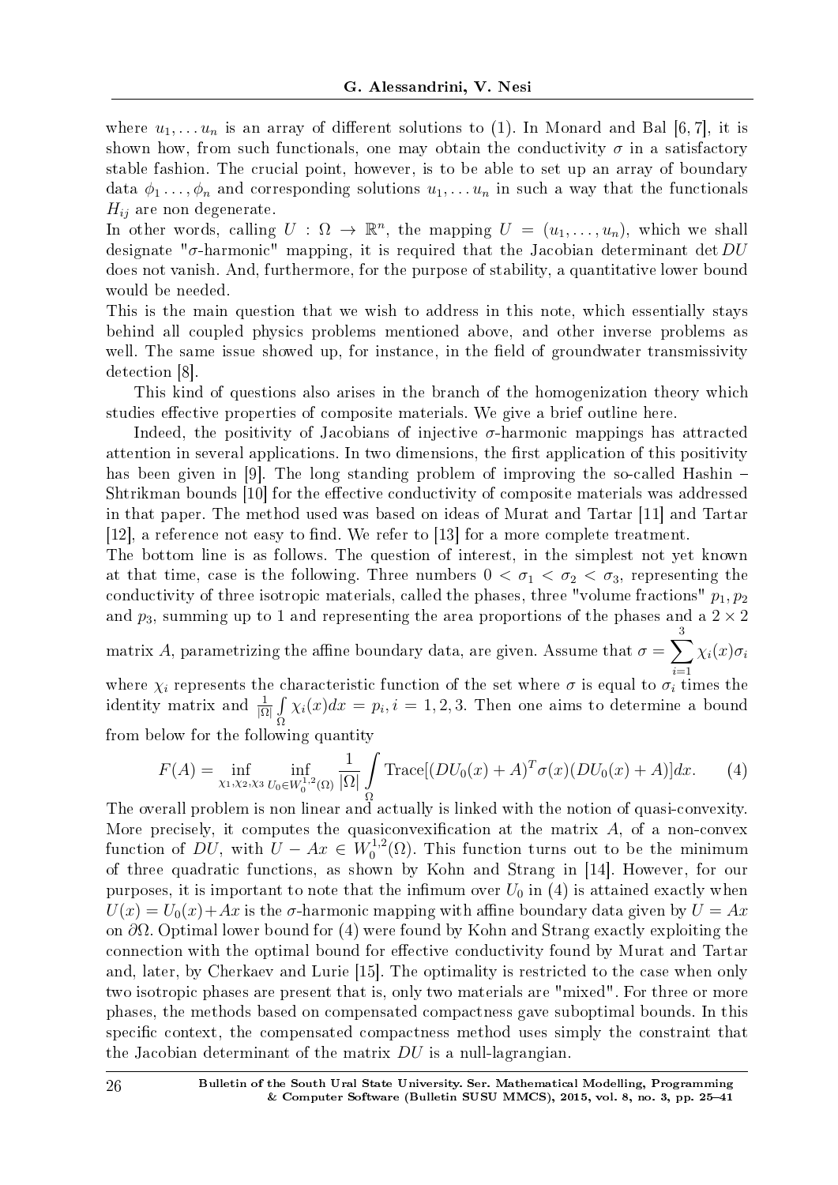where $u_1, \ldots u_n$ is an array of different solutions to (1). In Monard and Bal [6, 7], it is shown how, from such functionals, one may obtain the conductivity $\sigma$ in a satisfactory stable fashion. The crucial point, however, is to be able to set up an array of boundary data $\phi_1 \ldots, \phi_n$ and corresponding solutions $u_1, \ldots u_n$ in such a way that the functionals $H_{ij}$ are non degenerate.
In other words, calling $U : \Omega \to \mathbb{R}^n$, the mapping $U = (u_1, \ldots, u_n)$, which we shall designate "$\sigma$-harmonic" mapping, it is required that the Jacobian determinant $\det DU$ does not vanish. And, furthermore, for the purpose of stability, a quantitative lower bound would be needed.
This is the main question that we wish to address in this note, which essentially stays behind all coupled physics problems mentioned above, and other inverse problems as well. The same issue showed up, for instance, in the field of groundwater transmissivity detection [8].

This kind of questions also arises in the branch of the homogenization theory which studies effective properties of composite materials. We give a brief outline here.

Indeed, the positivity of Jacobians of injective $\sigma$-harmonic mappings has attracted attention in several applications. In two dimensions, the first application of this positivity has been given in [9]. The long standing problem of improving the so-called Hashin – Shtrikman bounds [10] for the effective conductivity of composite materials was addressed in that paper. The method used was based on ideas of Murat and Tartar [11] and Tartar [12], a reference not easy to find. We refer to [13] for a more complete treatment.
The bottom line is as follows. The question of interest, in the simplest not yet known at that time, case is the following. Three numbers $0 < \sigma_1 < \sigma_2 < \sigma_3$, representing the conductivity of three isotropic materials, called the phases, three "volume fractions" $p_1, p_2$ and $p_3$, summing up to 1 and representing the area proportions of the phases and a $2 \times 2$ matrix $A$, parametrizing the affine boundary data, are given. Assume that $\sigma = \sum_{i=1}^{3} \chi_i(x)\sigma_i$ where $\chi_i$ represents the characteristic function of the set where $\sigma$ is equal to $\sigma_i$ times the identity matrix and $\frac{1}{|\Omega|}\int_\Omega \chi_i(x)dx = p_i, i = 1, 2, 3$. Then one aims to determine a bound from below for the following quantity

$$F(A) = \inf_{\chi_1, \chi_2, \chi_3} \inf_{U_0 \in W_0^{1,2}(\Omega)} \frac{1}{|\Omega|} \int_\Omega \mathrm{Trace}[(DU_0(x) + A)^T \sigma(x)(DU_0(x) + A)]dx. \qquad (4)$$

The overall problem is non linear and actually is linked with the notion of quasi-convexity. More precisely, it computes the quasiconvexification at the matrix $A$, of a non-convex function of $DU$, with $U - Ax \in W_0^{1,2}(\Omega)$. This function turns out to be the minimum of three quadratic functions, as shown by Kohn and Strang in [14]. However, for our purposes, it is important to note that the infimum over $U_0$ in (4) is attained exactly when $U(x) = U_0(x) + Ax$ is the $\sigma$-harmonic mapping with affine boundary data given by $U = Ax$ on $\partial\Omega$. Optimal lower bound for (4) were found by Kohn and Strang exactly exploiting the connection with the optimal bound for effective conductivity found by Murat and Tartar and, later, by Cherkaev and Lurie [15]. The optimality is restricted to the case when only two isotropic phases are present that is, only two materials are "mixed". For three or more phases, the methods based on compensated compactness gave suboptimal bounds. In this specific context, the compensated compactness method uses simply the constraint that the Jacobian determinant of the matrix $DU$ is a null-lagrangian.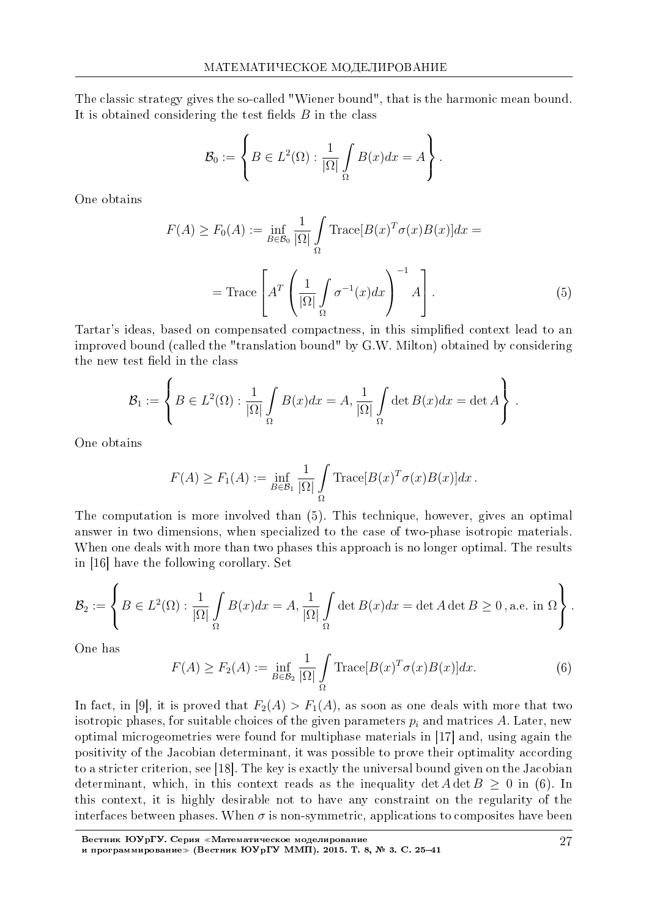The classic strategy gives the so-called "Wiener bound", that is the harmonic mean bound. It is obtained considering the test fields $B$ in the class

$$\mathcal{B}_0 := \left\{ B \in L^2(\Omega) : \frac{1}{|\Omega|} \int_\Omega B(x)dx = A \right\}.$$

One obtains

$$F(A) \geq F_0(A) := \inf_{B \in \mathcal{B}_0} \frac{1}{|\Omega|} \int_\Omega \text{Trace}[B(x)^T \sigma(x) B(x)]dx =$$

$$= \text{Trace}\left[ A^T \left( \frac{1}{|\Omega|} \int_\Omega \sigma^{-1}(x)dx \right)^{-1} A \right]. \tag{5}$$

Tartar's ideas, based on compensated compactness, in this simplified context lead to an improved bound (called the "translation bound" by G.W. Milton) obtained by considering the new test field in the class

$$\mathcal{B}_1 := \left\{ B \in L^2(\Omega) : \frac{1}{|\Omega|} \int_\Omega B(x)dx = A, \frac{1}{|\Omega|} \int_\Omega \det B(x)dx = \det A \right\}.$$

One obtains

$$F(A) \geq F_1(A) := \inf_{B \in \mathcal{B}_1} \frac{1}{|\Omega|} \int_\Omega \text{Trace}[B(x)^T \sigma(x) B(x)]dx\,.$$

The computation is more involved than (5). This technique, however, gives an optimal answer in two dimensions, when specialized to the case of two-phase isotropic materials. When one deals with more than two phases this approach is no longer optimal. The results in [16] have the following corollary. Set

$$\mathcal{B}_2 := \left\{ B \in L^2(\Omega) : \frac{1}{|\Omega|} \int_\Omega B(x)dx = A, \frac{1}{|\Omega|} \int_\Omega \det B(x)dx = \det A \det B \geq 0\,, \text{a.e. in } \Omega \right\}.$$

One has

$$F(A) \geq F_2(A) := \inf_{B \in \mathcal{B}_2} \frac{1}{|\Omega|} \int_\Omega \text{Trace}[B(x)^T \sigma(x) B(x)]dx. \tag{6}$$

In fact, in [9], it is proved that $F_2(A) > F_1(A)$, as soon as one deals with more that two isotropic phases, for suitable choices of the given parameters $p_i$ and matrices $A$. Later, new optimal microgeometries were found for multiphase materials in [17] and, using again the positivity of the Jacobian determinant, it was possible to prove their optimality according to a stricter criterion, see [18]. The key is exactly the universal bound given on the Jacobian determinant, which, in this context reads as the inequality $\det A \det B \geq 0$ in (6). In this context, it is highly desirable not to have any constraint on the regularity of the interfaces between phases. When $\sigma$ is non-symmetric, applications to composites have been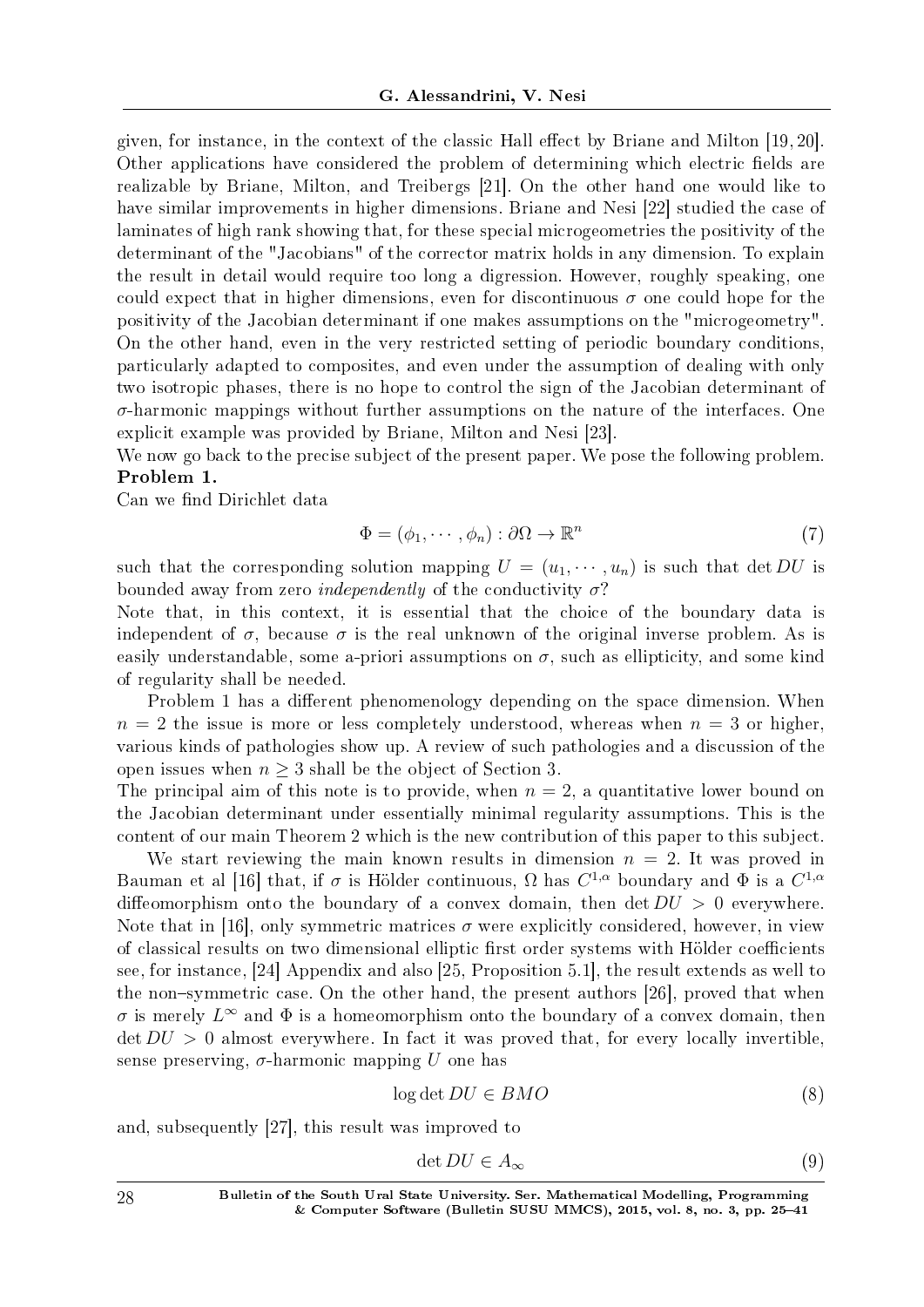given, for instance, in the context of the classic Hall effect by Briane and Milton [19, 20]. Other applications have considered the problem of determining which electric fields are realizable by Briane, Milton, and Treibergs [21]. On the other hand one would like to have similar improvements in higher dimensions. Briane and Nesi [22] studied the case of laminates of high rank showing that, for these special microgeometries the positivity of the determinant of the "Jacobians" of the corrector matrix holds in any dimension. To explain the result in detail would require too long a digression. However, roughly speaking, one could expect that in higher dimensions, even for discontinuous $\sigma$ one could hope for the positivity of the Jacobian determinant if one makes assumptions on the "microgeometry". On the other hand, even in the very restricted setting of periodic boundary conditions, particularly adapted to composites, and even under the assumption of dealing with only two isotropic phases, there is no hope to control the sign of the Jacobian determinant of $\sigma$-harmonic mappings without further assumptions on the nature of the interfaces. One explicit example was provided by Briane, Milton and Nesi [23].

We now go back to the precise subject of the present paper. We pose the following problem.

**Problem 1.**

Can we find Dirichlet data

$$\Phi = (\phi_1, \cdots, \phi_n) : \partial\Omega \to \mathbb{R}^n \tag{7}$$

such that the corresponding solution mapping $U = (u_1, \cdots, u_n)$ is such that $\det DU$ is bounded away from zero *independently* of the conductivity $\sigma$?

Note that, in this context, it is essential that the choice of the boundary data is independent of $\sigma$, because $\sigma$ is the real unknown of the original inverse problem. As is easily understandable, some a-priori assumptions on $\sigma$, such as ellipticity, and some kind of regularity shall be needed.

Problem 1 has a different phenomenology depending on the space dimension. When $n = 2$ the issue is more or less completely understood, whereas when $n = 3$ or higher, various kinds of pathologies show up. A review of such pathologies and a discussion of the open issues when $n \geq 3$ shall be the object of Section 3.

The principal aim of this note is to provide, when $n = 2$, a quantitative lower bound on the Jacobian determinant under essentially minimal regularity assumptions. This is the content of our main Theorem 2 which is the new contribution of this paper to this subject.

We start reviewing the main known results in dimension $n = 2$. It was proved in Bauman et al [16] that, if $\sigma$ is Hölder continuous, $\Omega$ has $C^{1,\alpha}$ boundary and $\Phi$ is a $C^{1,\alpha}$ diffeomorphism onto the boundary of a convex domain, then $\det DU > 0$ everywhere. Note that in [16], only symmetric matrices $\sigma$ were explicitly considered, however, in view of classical results on two dimensional elliptic first order systems with Hölder coefficients see, for instance, [24] Appendix and also [25, Proposition 5.1], the result extends as well to the non–symmetric case. On the other hand, the present authors [26], proved that when $\sigma$ is merely $L^\infty$ and $\Phi$ is a homeomorphism onto the boundary of a convex domain, then $\det DU > 0$ almost everywhere. In fact it was proved that, for every locally invertible, sense preserving, $\sigma$-harmonic mapping $U$ one has

$$\log \det DU \in BMO \tag{8}$$

and, subsequently [27], this result was improved to

$$\det DU \in A_\infty \tag{9}$$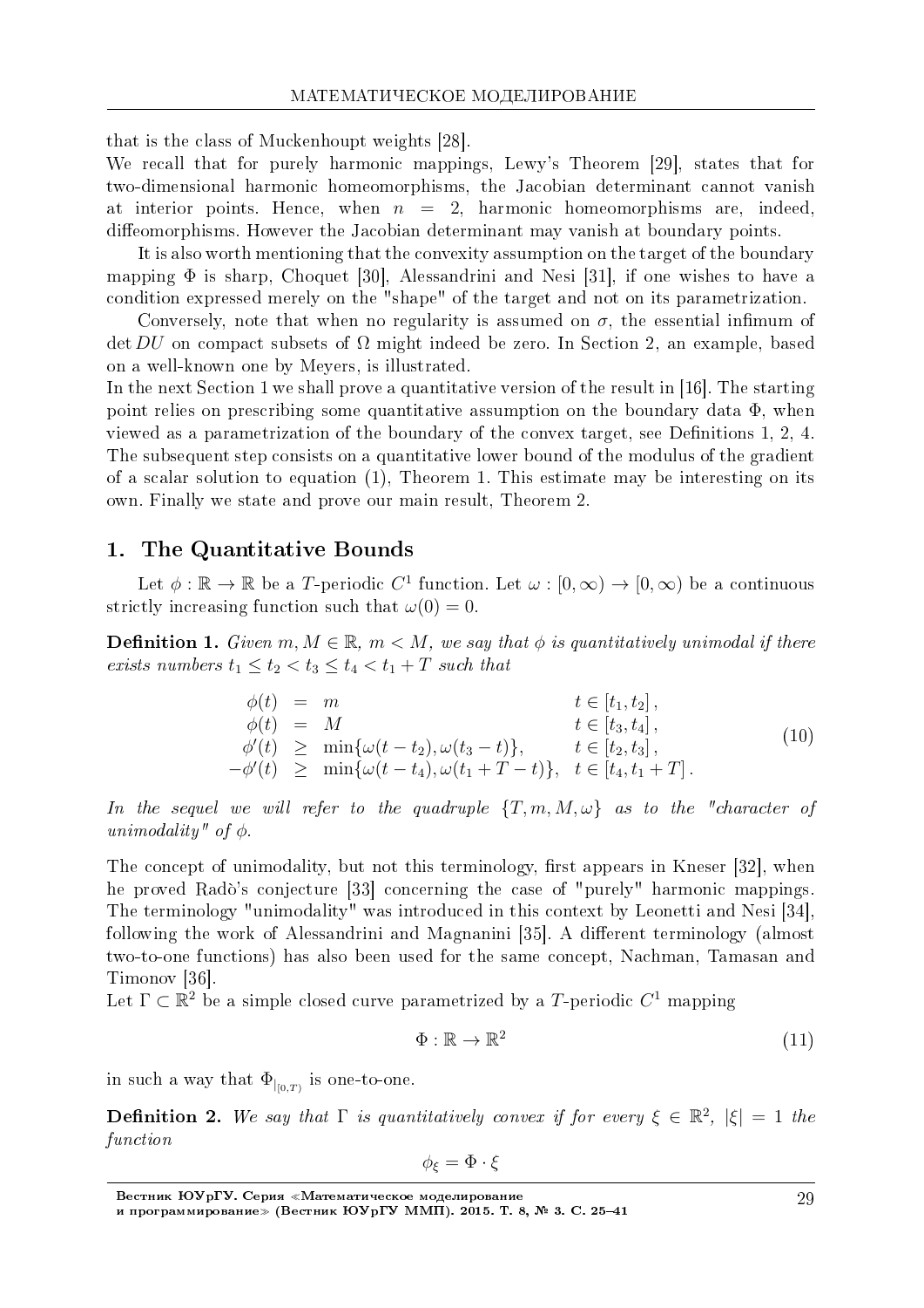that is the class of Muckenhoupt weights [28].
We recall that for purely harmonic mappings, Lewy's Theorem [29], states that for two-dimensional harmonic homeomorphisms, the Jacobian determinant cannot vanish at interior points. Hence, when $n = 2$, harmonic homeomorphisms are, indeed, diffeomorphisms. However the Jacobian determinant may vanish at boundary points.

It is also worth mentioning that the convexity assumption on the target of the boundary mapping $\Phi$ is sharp, Choquet [30], Alessandrini and Nesi [31], if one wishes to have a condition expressed merely on the "shape" of the target and not on its parametrization.

Conversely, note that when no regularity is assumed on $\sigma$, the essential infimum of $\det DU$ on compact subsets of $\Omega$ might indeed be zero. In Section 2, an example, based on a well-known one by Meyers, is illustrated.
In the next Section 1 we shall prove a quantitative version of the result in [16]. The starting point relies on prescribing some quantitative assumption on the boundary data $\Phi$, when viewed as a parametrization of the boundary of the convex target, see Definitions 1, 2, 4. The subsequent step consists on a quantitative lower bound of the modulus of the gradient of a scalar solution to equation (1), Theorem 1. This estimate may be interesting on its own. Finally we state and prove our main result, Theorem 2.

## 1. The Quantitative Bounds

Let $\phi : \mathbb{R} \to \mathbb{R}$ be a $T$-periodic $C^1$ function. Let $\omega : [0, \infty) \to [0, \infty)$ be a continuous strictly increasing function such that $\omega(0) = 0$.

**Definition 1.** *Given $m, M \in \mathbb{R}$, $m < M$, we say that $\phi$ is quantitatively unimodal if there exists numbers $t_1 \leq t_2 < t_3 \leq t_4 < t_1 + T$ such that*

$$
\begin{array}{rcll}
\phi(t) & = & m & t \in [t_1, t_2], \\
\phi(t) & = & M & t \in [t_3, t_4], \\
\phi'(t) & \geq & \min\{\omega(t - t_2), \omega(t_3 - t)\}, & t \in [t_2, t_3], \\
-\phi'(t) & \geq & \min\{\omega(t - t_4), \omega(t_1 + T - t)\}, & t \in [t_4, t_1 + T].
\end{array}
\tag{10}
$$

*In the sequel we will refer to the quadruple $\{T, m, M, \omega\}$ as to the "character of unimodality" of $\phi$.*

The concept of unimodality, but not this terminology, first appears in Kneser [32], when he proved Radò's conjecture [33] concerning the case of "purely" harmonic mappings. The terminology "unimodality" was introduced in this context by Leonetti and Nesi [34], following the work of Alessandrini and Magnanini [35]. A different terminology (almost two-to-one functions) has also been used for the same concept, Nachman, Tamasan and Timonov [36].
Let $\Gamma \subset \mathbb{R}^2$ be a simple closed curve parametrized by a $T$-periodic $C^1$ mapping

$$
\Phi : \mathbb{R} \to \mathbb{R}^2 \tag{11}
$$

in such a way that $\Phi_{|_{[0,T)}}$ is one-to-one.

**Definition 2.** *We say that $\Gamma$ is quantitatively convex if for every $\xi \in \mathbb{R}^2$, $|\xi| = 1$ the function*

$$
\phi_\xi = \Phi \cdot \xi
$$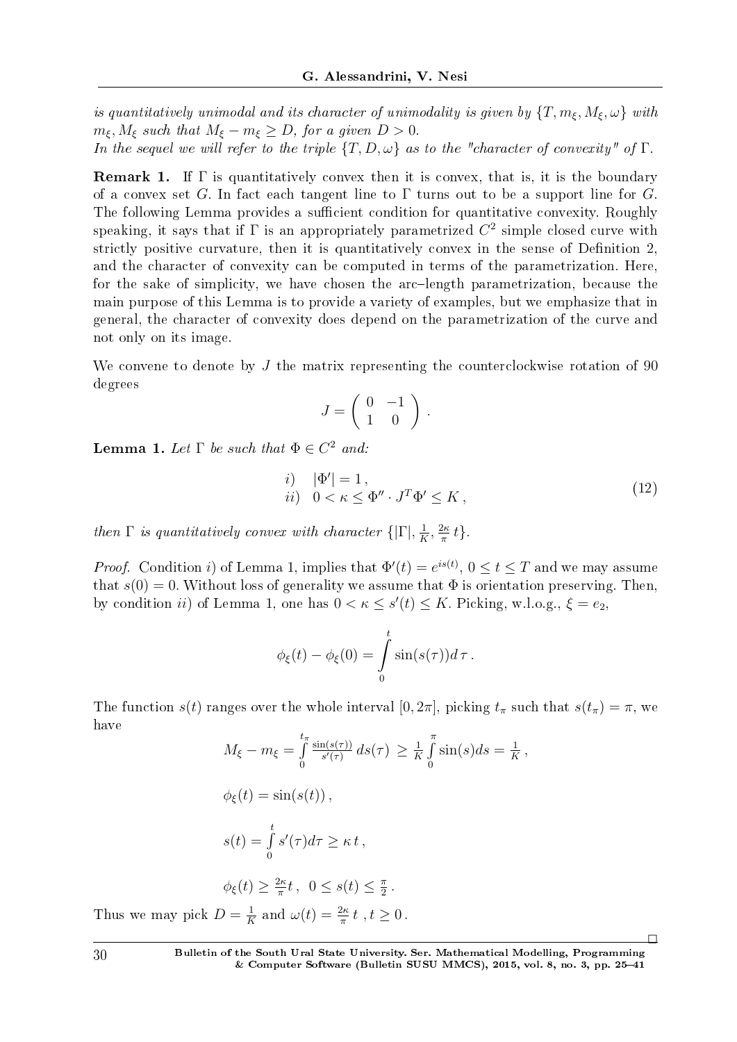*is quantitatively unimodal and its character of unimodality is given by* $\{T, m_\xi, M_\xi, \omega\}$ *with* $m_\xi, M_\xi$ *such that* $M_\xi - m_\xi \geq D$*, for a given* $D > 0$.
*In the sequel we will refer to the triple* $\{T, D, \omega\}$ *as to the "character of convexity" of* $\Gamma$.

**Remark 1.** If $\Gamma$ is quantitatively convex then it is convex, that is, it is the boundary of a convex set $G$. In fact each tangent line to $\Gamma$ turns out to be a support line for $G$. The following Lemma provides a sufficient condition for quantitative convexity. Roughly speaking, it says that if $\Gamma$ is an appropriately parametrized $C^2$ simple closed curve with strictly positive curvature, then it is quantitatively convex in the sense of Definition 2, and the character of convexity can be computed in terms of the parametrization. Here, for the sake of simplicity, we have chosen the arc–length parametrization, because the main purpose of this Lemma is to provide a variety of examples, but we emphasize that in general, the character of convexity does depend on the parametrization of the curve and not only on its image.

We convene to denote by $J$ the matrix representing the counterclockwise rotation of 90 degrees

$$J = \begin{pmatrix} 0 & -1 \\ 1 & 0 \end{pmatrix}.$$

**Lemma 1.** *Let* $\Gamma$ *be such that* $\Phi \in C^2$ *and:*

$$\begin{array}{ll} i) & |\Phi'| = 1\,, \\ ii) & 0 < \kappa \leq \Phi'' \cdot J^T \Phi' \leq K\,, \end{array} \tag{12}$$

*then* $\Gamma$ *is quantitatively convex with character* $\{|\Gamma|, \frac{1}{K}, \frac{2\kappa}{\pi}\, t\}$.

*Proof.* Condition $i)$ of Lemma 1, implies that $\Phi'(t) = e^{is(t)}$, $0 \leq t \leq T$ and we may assume that $s(0) = 0$. Without loss of generality we assume that $\Phi$ is orientation preserving. Then, by condition $ii)$ of Lemma 1, one has $0 < \kappa \leq s'(t) \leq K$. Picking, w.l.o.g., $\xi = e_2$,

$$\phi_\xi(t) - \phi_\xi(0) = \int_0^t \sin(s(\tau))d\,\tau\,.$$

The function $s(t)$ ranges over the whole interval $[0, 2\pi]$, picking $t_\pi$ such that $s(t_\pi) = \pi$, we have

$$M_\xi - m_\xi = \int_0^{t_\pi} \frac{\sin(s(\tau))}{s'(\tau)}\, ds(\tau) \;\geq \frac{1}{K} \int_0^{\pi} \sin(s) ds = \frac{1}{K}\,,$$

$$\phi_\xi(t) = \sin(s(t))\,,$$

$$s(t) = \int_0^t s'(\tau)d\tau \geq \kappa\, t\,,$$

$$\phi_\xi(t) \geq \frac{2\kappa}{\pi} t\,,\;\; 0 \leq s(t) \leq \frac{\pi}{2}\,.$$

Thus we may pick $D = \frac{1}{K}$ and $\omega(t) = \frac{2\kappa}{\pi}\, t$ , $t \geq 0$.

□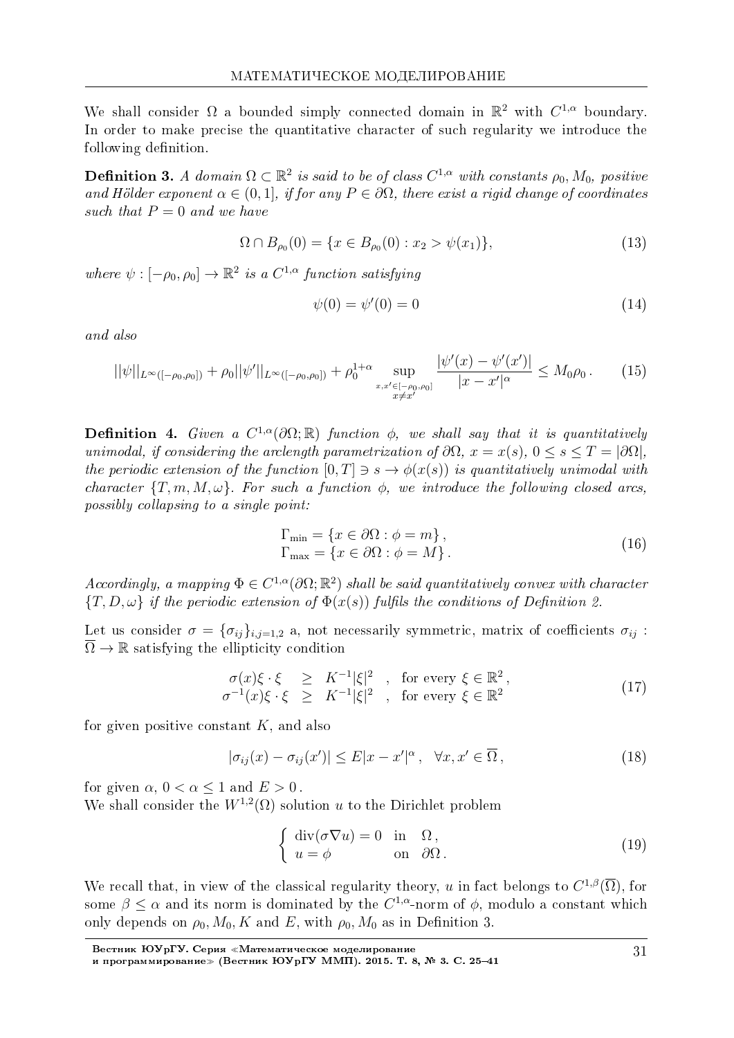We shall consider $\Omega$ a bounded simply connected domain in $\mathbb{R}^2$ with $C^{1,\alpha}$ boundary. In order to make precise the quantitative character of such regularity we introduce the following definition.

**Definition 3.** *A domain $\Omega \subset \mathbb{R}^2$ is said to be of class $C^{1,\alpha}$ with constants $\rho_0, M_0$, positive and Hölder exponent $\alpha \in (0,1]$, if for any $P \in \partial\Omega$, there exist a rigid change of coordinates such that $P = 0$ and we have*

$$\Omega \cap B_{\rho_0}(0) = \{x \in B_{\rho_0}(0) : x_2 > \psi(x_1)\}, \tag{13}$$

*where $\psi : [-\rho_0, \rho_0] \to \mathbb{R}^2$ is a $C^{1,\alpha}$ function satisfying*

$$\psi(0) = \psi'(0) = 0 \tag{14}$$

*and also*

$$||\psi||_{L^\infty([-\rho_0,\rho_0])} + \rho_0||\psi'||_{L^\infty([-\rho_0,\rho_0])} + \rho_0^{1+\alpha} \sup_{\substack{x,x' \in [-\rho_0,\rho_0] \\ x \neq x'}} \frac{|\psi'(x) - \psi'(x')|}{|x - x'|^\alpha} \leq M_0\rho_0\,. \tag{15}$$

**Definition 4.** *Given a $C^{1,\alpha}(\partial\Omega;\mathbb{R})$ function $\phi$, we shall say that it is quantitatively unimodal, if considering the arclength parametrization of $\partial\Omega$, $x = x(s)$, $0 \leq s \leq T = |\partial\Omega|$, the periodic extension of the function $[0,T] \ni s \to \phi(x(s))$ is quantitatively unimodal with character $\{T, m, M, \omega\}$. For such a function $\phi$, we introduce the following closed arcs, possibly collapsing to a single point:*

$$\begin{aligned} \Gamma_{\min} &= \{x \in \partial\Omega : \phi = m\}\,, \\ \Gamma_{\max} &= \{x \in \partial\Omega : \phi = M\}\,. \end{aligned} \tag{16}$$

*Accordingly, a mapping $\Phi \in C^{1,\alpha}(\partial\Omega;\mathbb{R}^2)$ shall be said quantitatively convex with character $\{T, D, \omega\}$ if the periodic extension of $\Phi(x(s))$ fulfils the conditions of Definition 2.*

Let us consider $\sigma = \{\sigma_{ij}\}_{i,j=1,2}$ a, not necessarily symmetric, matrix of coefficients $\sigma_{ij} : \overline{\Omega} \to \mathbb{R}$ satisfying the ellipticity condition

$$\begin{aligned} \sigma(x)\xi \cdot \xi &\geq K^{-1}|\xi|^2 \quad , \quad \text{for every } \xi \in \mathbb{R}^2\,, \\ \sigma^{-1}(x)\xi \cdot \xi &\geq K^{-1}|\xi|^2 \quad , \quad \text{for every } \xi \in \mathbb{R}^2 \end{aligned} \tag{17}$$

for given positive constant $K$, and also

$$|\sigma_{ij}(x) - \sigma_{ij}(x')| \leq E|x - x'|^\alpha\,, \quad \forall x, x' \in \overline{\Omega}\,, \tag{18}$$

for given $\alpha$, $0 < \alpha \leq 1$ and $E > 0$.
We shall consider the $W^{1,2}(\Omega)$ solution $u$ to the Dirichlet problem

$$\begin{cases} \operatorname{div}(\sigma\nabla u) = 0 & \text{in} \quad \Omega\,, \\ u = \phi & \text{on} \quad \partial\Omega\,. \end{cases} \tag{19}$$

We recall that, in view of the classical regularity theory, $u$ in fact belongs to $C^{1,\beta}(\overline{\Omega})$, for some $\beta \leq \alpha$ and its norm is dominated by the $C^{1,\alpha}$-norm of $\phi$, modulo a constant which only depends on $\rho_0, M_0, K$ and $E$, with $\rho_0, M_0$ as in Definition 3.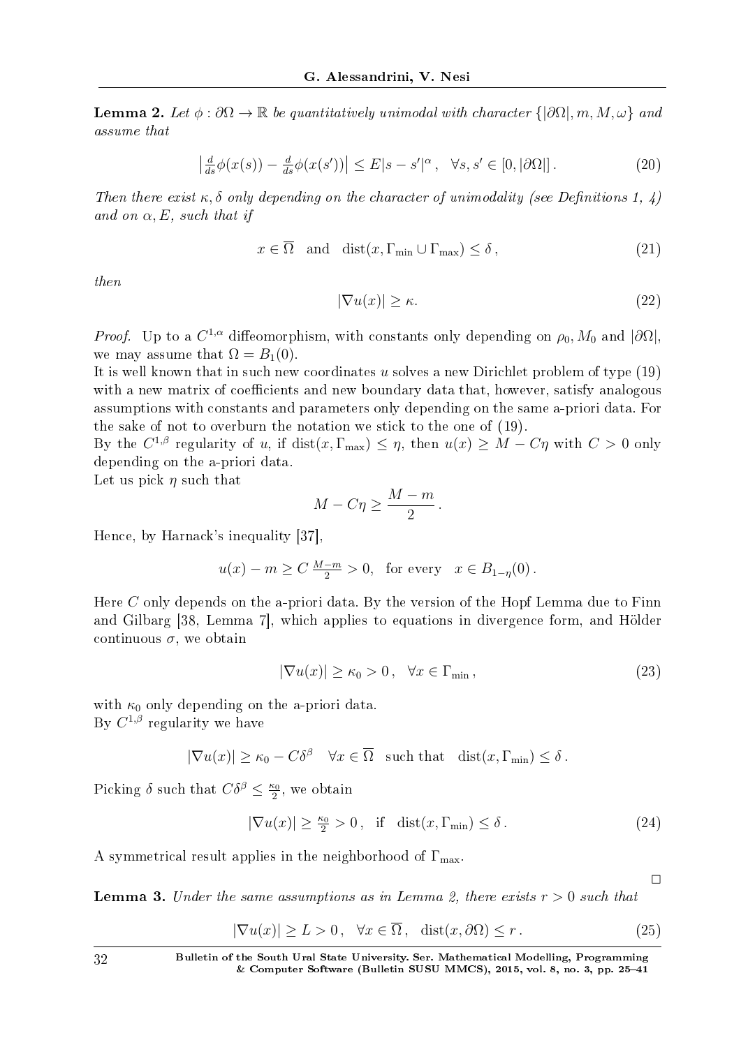**Lemma 2.** *Let $\phi : \partial\Omega \to \mathbb{R}$ be quantitatively unimodal with character $\{|\partial\Omega|, m, M, \omega\}$ and assume that*

$$\left| \tfrac{d}{ds}\phi(x(s)) - \tfrac{d}{ds}\phi(x(s'))\right| \le E|s-s'|^{\alpha}, \quad \forall s, s' \in [0, |\partial\Omega|]\,. \tag{20}$$

*Then there exist $\kappa, \delta$ only depending on the character of unimodality (see Definitions 1, 4) and on $\alpha, E$, such that if*

$$x \in \overline{\Omega} \quad \text{and} \quad \mathrm{dist}(x, \Gamma_{\min} \cup \Gamma_{\max}) \le \delta\,, \tag{21}$$

*then*

$$|\nabla u(x)| \ge \kappa. \tag{22}$$

*Proof.* Up to a $C^{1,\alpha}$ diffeomorphism, with constants only depending on $\rho_0, M_0$ and $|\partial\Omega|$, we may assume that $\Omega = B_1(0)$.
It is well known that in such new coordinates $u$ solves a new Dirichlet problem of type (19) with a new matrix of coefficients and new boundary data that, however, satisfy analogous assumptions with constants and parameters only depending on the same a-priori data. For the sake of not to overburn the notation we stick to the one of (19).
By the $C^{1,\beta}$ regularity of $u$, if $\mathrm{dist}(x, \Gamma_{\max}) \le \eta$, then $u(x) \ge M - C\eta$ with $C > 0$ only depending on the a-priori data.
Let us pick $\eta$ such that

$$M - C\eta \ge \frac{M-m}{2}\,.$$

Hence, by Harnack's inequality [37],

$$u(x) - m \ge C\,\tfrac{M-m}{2} > 0, \quad \text{for every} \quad x \in B_{1-\eta}(0)\,.$$

Here $C$ only depends on the a-priori data. By the version of the Hopf Lemma due to Finn and Gilbarg [38, Lemma 7], which applies to equations in divergence form, and Hölder continuous $\sigma$, we obtain

$$|\nabla u(x)| \ge \kappa_0 > 0\,, \quad \forall x \in \Gamma_{\min}\,, \tag{23}$$

with $\kappa_0$ only depending on the a-priori data.
By $C^{1,\beta}$ regularity we have

$$|\nabla u(x)| \ge \kappa_0 - C\delta^{\beta} \quad \forall x \in \overline{\Omega} \quad \text{such that} \quad \mathrm{dist}(x, \Gamma_{\min}) \le \delta\,.$$

Picking $\delta$ such that $C\delta^{\beta} \le \frac{\kappa_0}{2}$, we obtain

$$|\nabla u(x)| \ge \tfrac{\kappa_0}{2} > 0\,, \quad \text{if} \quad \mathrm{dist}(x, \Gamma_{\min}) \le \delta\,. \tag{24}$$

A symmetrical result applies in the neighborhood of $\Gamma_{\max}$.

□

**Lemma 3.** *Under the same assumptions as in Lemma 2, there exists $r > 0$ such that*

$$|\nabla u(x)| \ge L > 0\,, \quad \forall x \in \overline{\Omega}\,, \quad \mathrm{dist}(x, \partial\Omega) \le r\,. \tag{25}$$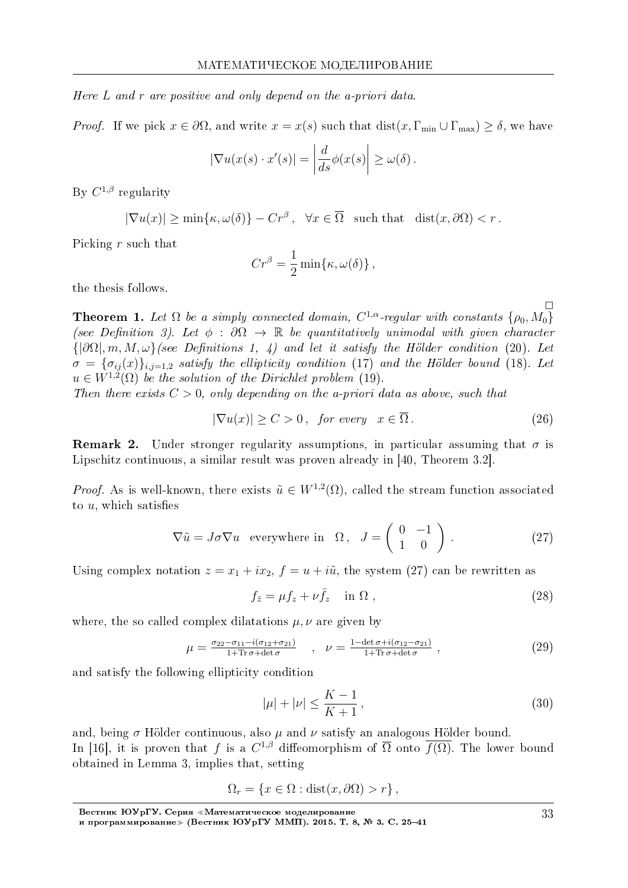*Here $L$ and $r$ are positive and only depend on the a-priori data.*

*Proof.* If we pick $x \in \partial\Omega$, and write $x = x(s)$ such that $\mathrm{dist}(x, \Gamma_{\min} \cup \Gamma_{\max}) \geq \delta$, we have

$$|\nabla u(x(s) \cdot x'(s)| = \left| \frac{d}{ds}\phi(x(s)\right| \geq \omega(\delta)\,.$$

By $C^{1,\beta}$ regularity

$$|\nabla u(x)| \geq \min\{\kappa, \omega(\delta)\} - Cr^{\beta}\,, \quad \forall x \in \overline{\Omega} \quad \text{such that} \quad \mathrm{dist}(x, \partial\Omega) < r\,.$$

Picking $r$ such that

$$Cr^{\beta} = \frac{1}{2}\min\{\kappa, \omega(\delta)\}\,,$$

the thesis follows.

□

**Theorem 1.** *Let $\Omega$ be a simply connected domain, $C^{1,\alpha}$-regular with constants $\{\rho_0, M_0\}$ (see Definition 3). Let $\phi : \partial\Omega \to \mathbb{R}$ be quantitatively unimodal with given character $\{|\partial\Omega|, m, M, \omega\}$(see Definitions 1, 4) and let it satisfy the Hölder condition* (20)*. Let $\sigma = \{\sigma_{ij}(x)\}_{i,j=1,2}$ satisfy the ellipticity condition* (17) *and the Hölder bound* (18)*. Let $u \in W^{1,2}(\Omega)$ be the solution of the Dirichlet problem* (19)*.*
*Then there exists $C > 0$, only depending on the a-priori data as above, such that*

$$|\nabla u(x)| \geq C > 0\,, \quad \textit{for every} \quad x \in \overline{\Omega}\,. \tag{26}$$

**Remark 2.** Under stronger regularity assumptions, in particular assuming that $\sigma$ is Lipschitz continuous, a similar result was proven already in [40, Theorem 3.2].

*Proof.* As is well-known, there exists $\tilde{u} \in W^{1,2}(\Omega)$, called the stream function associated to $u$, which satisfies

$$\nabla\tilde{u} = J\sigma\nabla u \quad \text{everywhere in} \quad \Omega\,, \quad J = \begin{pmatrix} 0 & -1 \\ 1 & 0 \end{pmatrix}\,. \tag{27}$$

Using complex notation $z = x_1 + ix_2$, $f = u + i\tilde{u}$, the system (27) can be rewritten as

$$f_{\bar{z}} = \mu f_z + \nu \bar{f}_z \quad \text{in } \Omega\,, \tag{28}$$

where, the so called complex dilatations $\mu, \nu$ are given by

$$\mu = \frac{\sigma_{22} - \sigma_{11} - i(\sigma_{12} + \sigma_{21})}{1 + \mathrm{Tr}\,\sigma + \det\sigma} \quad , \quad \nu = \frac{1 - \det\sigma + i(\sigma_{12} - \sigma_{21})}{1 + \mathrm{Tr}\,\sigma + \det\sigma}\,, \tag{29}$$

and satisfy the following ellipticity condition

$$|\mu| + |\nu| \leq \frac{K-1}{K+1}\,, \tag{30}$$

and, being $\sigma$ Hölder continuous, also $\mu$ and $\nu$ satisfy an analogous Hölder bound.
In [16], it is proven that $f$ is a $C^{1,\beta}$ diffeomorphism of $\overline{\Omega}$ onto $\overline{f(\Omega)}$. The lower bound obtained in Lemma 3, implies that, setting

$$\Omega_r = \{x \in \Omega : \mathrm{dist}(x, \partial\Omega) > r\}\,,$$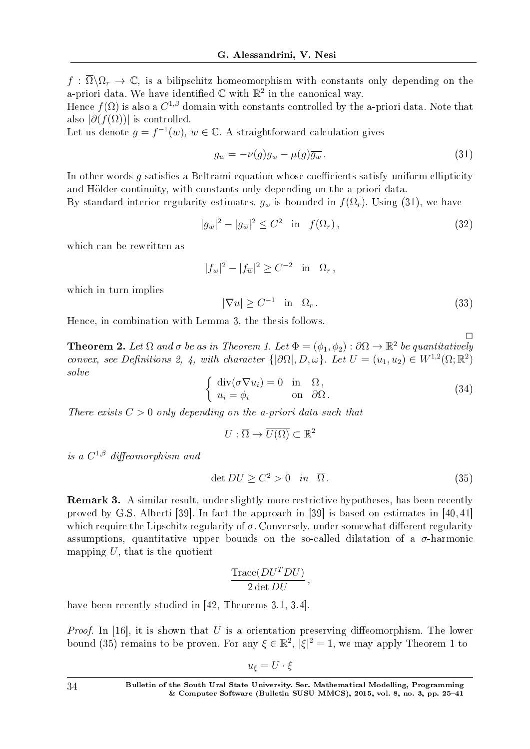$f : \overline{\Omega}\backslash\Omega_r \to \mathbb{C}$, is a bilipschitz homeomorphism with constants only depending on the a-priori data. We have identified $\mathbb{C}$ with $\mathbb{R}^2$ in the canonical way.
Hence $f(\Omega)$ is also a $C^{1,\beta}$ domain with constants controlled by the a-priori data. Note that also $|\partial(f(\Omega))|$ is controlled.
Let us denote $g = f^{-1}(w)$, $w \in \mathbb{C}$. A straightforward calculation gives

$$g_{\overline{w}} = -\nu(g)g_w - \mu(g)\overline{g_w}\,. \tag{31}$$

In other words $g$ satisfies a Beltrami equation whose coefficients satisfy uniform ellipticity and Hölder continuity, with constants only depending on the a-priori data.
By standard interior regularity estimates, $g_w$ is bounded in $f(\Omega_r)$. Using (31), we have

$$|g_w|^2 - |g_{\overline{w}}|^2 \le C^2 \quad \text{in} \quad f(\Omega_r)\,, \tag{32}$$

which can be rewritten as

$$|f_w|^2 - |f_{\overline{w}}|^2 \ge C^{-2} \quad \text{in} \quad \Omega_r\,,$$

which in turn implies

$$|\nabla u| \ge C^{-1} \quad \text{in} \quad \Omega_r\,. \tag{33}$$

Hence, in combination with Lemma 3, the thesis follows.

□

**Theorem 2.** *Let $\Omega$ and $\sigma$ be as in Theorem 1. Let $\Phi = (\phi_1, \phi_2) : \partial\Omega \to \mathbb{R}^2$ be quantitatively convex, see Definitions 2, 4, with character $\{|\partial\Omega|, D, \omega\}$. Let $U = (u_1, u_2) \in W^{1,2}(\Omega; \mathbb{R}^2)$ solve*

$$\begin{cases} \operatorname{div}(\sigma\nabla u_i) = 0 & \text{in} \quad \Omega\,, \\ u_i = \phi_i & \text{on} \quad \partial\Omega\,. \end{cases} \tag{34}$$

*There exists $C > 0$ only depending on the a-priori data such that*

$$U : \overline{\Omega} \to \overline{U(\Omega)} \subset \mathbb{R}^2$$

*is a $C^{1,\beta}$ diffeomorphism and*

$$\det DU \ge C^2 > 0 \quad \text{in} \quad \overline{\Omega}\,. \tag{35}$$

**Remark 3.** A similar result, under slightly more restrictive hypotheses, has been recently proved by G.S. Alberti [39]. In fact the approach in [39] is based on estimates in [40, 41] which require the Lipschitz regularity of $\sigma$. Conversely, under somewhat different regularity assumptions, quantitative upper bounds on the so-called dilatation of a $\sigma$-harmonic mapping $U$, that is the quotient

$$\frac{\operatorname{Trace}(DU^T DU)}{2\det DU}\,,$$

have been recently studied in [42, Theorems 3.1, 3.4].

*Proof.* In [16], it is shown that $U$ is a orientation preserving diffeomorphism. The lower bound (35) remains to be proven. For any $\xi \in \mathbb{R}^2$, $|\xi|^2 = 1$, we may apply Theorem 1 to

$$u_\xi = U \cdot \xi$$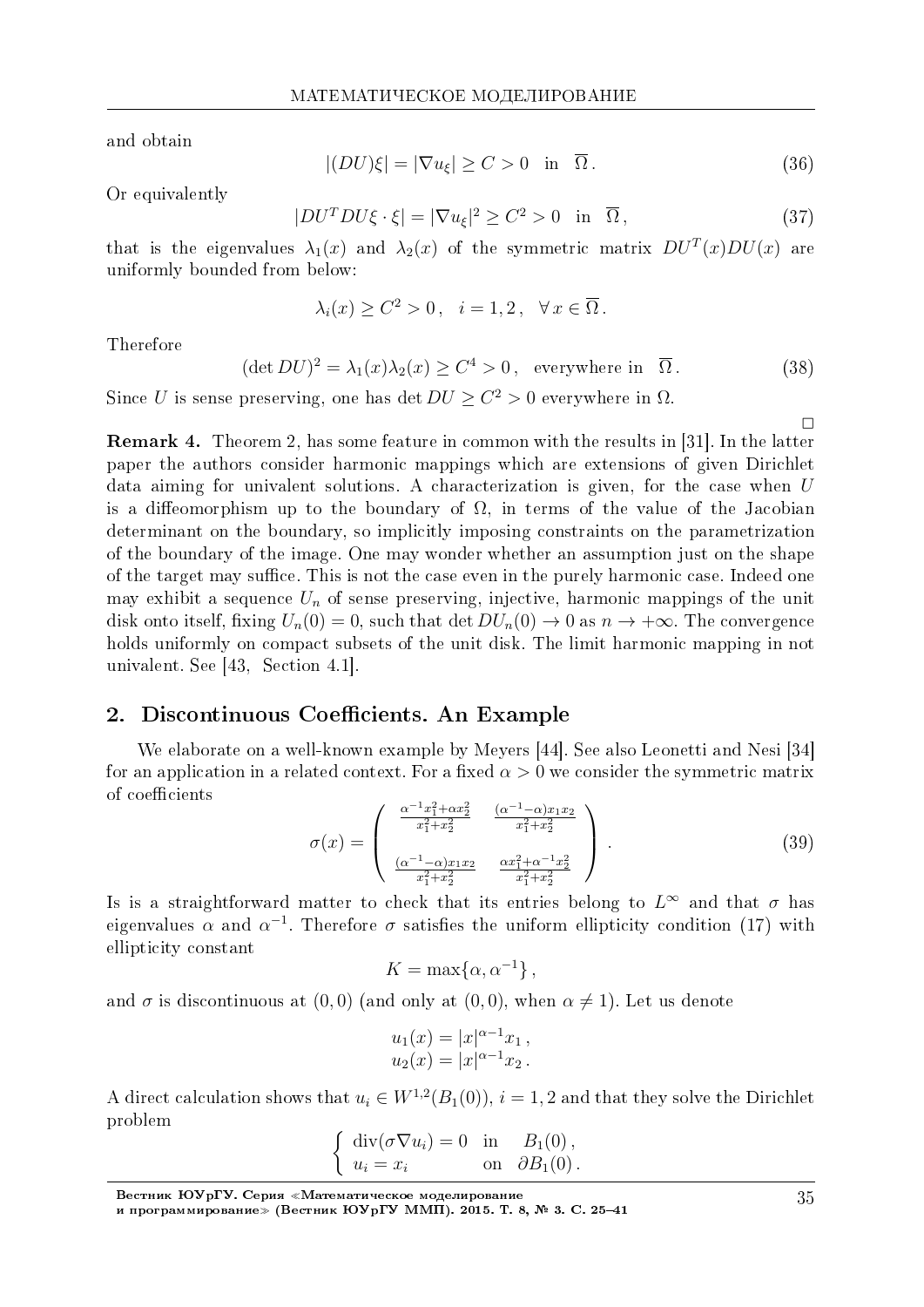and obtain

$$|(DU)\xi| = |\nabla u_\xi| \geq C > 0 \quad \text{in} \quad \overline{\Omega}\,. \tag{36}$$

Or equivalently

$$|DU^T DU\xi \cdot \xi| = |\nabla u_\xi|^2 \geq C^2 > 0 \quad \text{in} \quad \overline{\Omega}\,, \tag{37}$$

that is the eigenvalues $\lambda_1(x)$ and $\lambda_2(x)$ of the symmetric matrix $DU^T(x)DU(x)$ are uniformly bounded from below:

$$\lambda_i(x) \geq C^2 > 0\,, \quad i = 1, 2\,, \quad \forall\, x \in \overline{\Omega}\,.$$

Therefore

$$(\det DU)^2 = \lambda_1(x)\lambda_2(x) \geq C^4 > 0\,, \quad \text{everywhere in} \quad \overline{\Omega}\,. \tag{38}$$

Since $U$ is sense preserving, one has $\det DU \geq C^2 > 0$ everywhere in $\Omega$.

□

**Remark 4.** Theorem 2, has some feature in common with the results in [31]. In the latter paper the authors consider harmonic mappings which are extensions of given Dirichlet data aiming for univalent solutions. A characterization is given, for the case when $U$ is a diffeomorphism up to the boundary of $\Omega$, in terms of the value of the Jacobian determinant on the boundary, so implicitly imposing constraints on the parametrization of the boundary of the image. One may wonder whether an assumption just on the shape of the target may suffice. This is not the case even in the purely harmonic case. Indeed one may exhibit a sequence $U_n$ of sense preserving, injective, harmonic mappings of the unit disk onto itself, fixing $U_n(0) = 0$, such that $\det DU_n(0) \to 0$ as $n \to +\infty$. The convergence holds uniformly on compact subsets of the unit disk. The limit harmonic mapping in not univalent. See [43, Section 4.1].

## 2. Discontinuous Coefficients. An Example

We elaborate on a well-known example by Meyers [44]. See also Leonetti and Nesi [34] for an application in a related context. For a fixed $\alpha > 0$ we consider the symmetric matrix of coefficients

$$\sigma(x) = \begin{pmatrix} \frac{\alpha^{-1}x_1^2 + \alpha x_2^2}{x_1^2 + x_2^2} & \frac{(\alpha^{-1} - \alpha)x_1 x_2}{x_1^2 + x_2^2} \\ \\ \frac{(\alpha^{-1} - \alpha)x_1 x_2}{x_1^2 + x_2^2} & \frac{\alpha x_1^2 + \alpha^{-1}x_2^2}{x_1^2 + x_2^2} \end{pmatrix}\,. \tag{39}$$

Is is a straightforward matter to check that its entries belong to $L^\infty$ and that $\sigma$ has eigenvalues $\alpha$ and $\alpha^{-1}$. Therefore $\sigma$ satisfies the uniform ellipticity condition (17) with ellipticity constant

$$K = \max\{\alpha, \alpha^{-1}\}\,,$$

and $\sigma$ is discontinuous at $(0, 0)$ (and only at $(0, 0)$, when $\alpha \neq 1$). Let us denote

$$u_1(x) = |x|^{\alpha-1}x_1\,,$$
$$u_2(x) = |x|^{\alpha-1}x_2\,.$$

A direct calculation shows that $u_i \in W^{1,2}(B_1(0))$, $i = 1, 2$ and that they solve the Dirichlet problem

$$\begin{cases} \operatorname{div}(\sigma\nabla u_i) = 0 & \text{in} \quad B_1(0)\,, \\ u_i = x_i & \text{on} \quad \partial B_1(0)\,. \end{cases}$$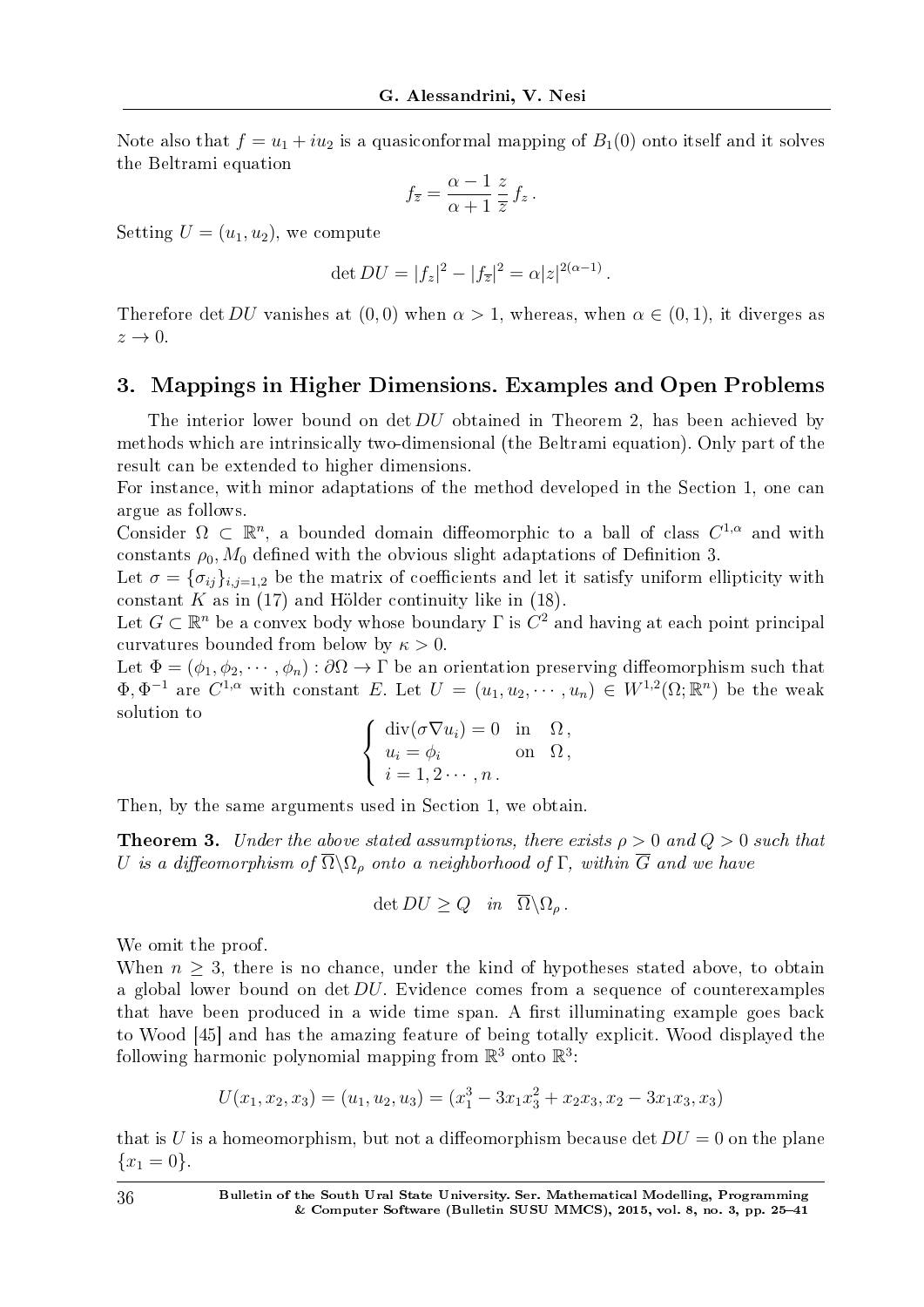Note also that $f = u_1 + iu_2$ is a quasiconformal mapping of $B_1(0)$ onto itself and it solves the Beltrami equation

$$f_{\overline{z}} = \frac{\alpha - 1}{\alpha + 1} \frac{z}{\overline{z}} f_z \,.$$

Setting $U = (u_1, u_2)$, we compute

$$\det DU = |f_z|^2 - |f_{\overline{z}}|^2 = \alpha |z|^{2(\alpha - 1)} \,.$$

Therefore $\det DU$ vanishes at $(0,0)$ when $\alpha > 1$, whereas, when $\alpha \in (0,1)$, it diverges as $z \to 0$.

## 3. Mappings in Higher Dimensions. Examples and Open Problems

The interior lower bound on $\det DU$ obtained in Theorem 2, has been achieved by methods which are intrinsically two-dimensional (the Beltrami equation). Only part of the result can be extended to higher dimensions.

For instance, with minor adaptations of the method developed in the Section 1, one can argue as follows.

Consider $\Omega \subset \mathbb{R}^n$, a bounded domain diffeomorphic to a ball of class $C^{1,\alpha}$ and with constants $\rho_0, M_0$ defined with the obvious slight adaptations of Definition 3.

Let $\sigma = \{\sigma_{ij}\}_{i,j=1,2}$ be the matrix of coefficients and let it satisfy uniform ellipticity with constant $K$ as in (17) and Hölder continuity like in (18).

Let $G \subset \mathbb{R}^n$ be a convex body whose boundary $\Gamma$ is $C^2$ and having at each point principal curvatures bounded from below by $\kappa > 0$.

Let $\Phi = (\phi_1, \phi_2, \cdots, \phi_n) : \partial\Omega \to \Gamma$ be an orientation preserving diffeomorphism such that $\Phi, \Phi^{-1}$ are $C^{1,\alpha}$ with constant $E$. Let $U = (u_1, u_2, \cdots, u_n) \in W^{1,2}(\Omega; \mathbb{R}^n)$ be the weak solution to

$$\begin{cases} \operatorname{div}(\sigma \nabla u_i) = 0 & \text{in} \quad \Omega \,, \\ u_i = \phi_i & \text{on} \quad \Omega \,, \\ i = 1, 2 \cdots, n \,. \end{cases}$$

Then, by the same arguments used in Section 1, we obtain.

**Theorem 3.** *Under the above stated assumptions, there exists $\rho > 0$ and $Q > 0$ such that $U$ is a diffeomorphism of $\overline{\Omega} \backslash \Omega_\rho$ onto a neighborhood of $\Gamma$, within $\overline{G}$ and we have*

$$\det DU \geq Q \quad \text{in} \quad \overline{\Omega} \backslash \Omega_\rho \,.$$

We omit the proof.

When $n \geq 3$, there is no chance, under the kind of hypotheses stated above, to obtain a global lower bound on $\det DU$. Evidence comes from a sequence of counterexamples that have been produced in a wide time span. A first illuminating example goes back to Wood [45] and has the amazing feature of being totally explicit. Wood displayed the following harmonic polynomial mapping from $\mathbb{R}^3$ onto $\mathbb{R}^3$:

$$U(x_1, x_2, x_3) = (u_1, u_2, u_3) = (x_1^3 - 3x_1 x_3^2 + x_2 x_3, x_2 - 3x_1 x_3, x_3)$$

that is $U$ is a homeomorphism, but not a diffeomorphism because $\det DU = 0$ on the plane $\{x_1 = 0\}$.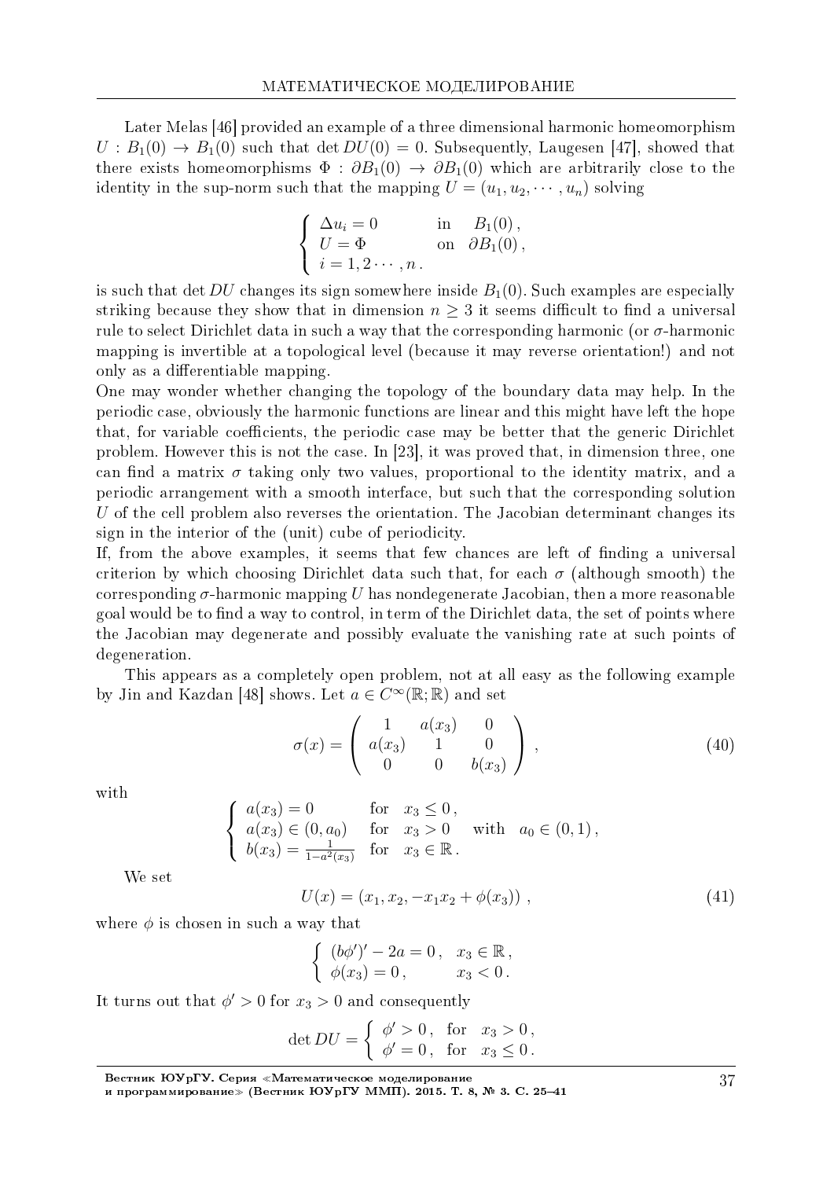Later Melas [46] provided an example of a three dimensional harmonic homeomorphism $U : B_1(0) \to B_1(0)$ such that $\det DU(0) = 0$. Subsequently, Laugesen [47], showed that there exists homeomorphisms $\Phi : \partial B_1(0) \to \partial B_1(0)$ which are arbitrarily close to the identity in the sup-norm such that the mapping $U = (u_1, u_2, \cdots, u_n)$ solving

$$\begin{cases} \Delta u_i = 0 & \text{in} \quad B_1(0)\,, \\ U = \Phi & \text{on} \quad \partial B_1(0)\,, \\ i = 1, 2 \cdots, n\,. \end{cases}$$

is such that $\det DU$ changes its sign somewhere inside $B_1(0)$. Such examples are especially striking because they show that in dimension $n \geq 3$ it seems difficult to find a universal rule to select Dirichlet data in such a way that the corresponding harmonic (or $\sigma$-harmonic mapping is invertible at a topological level (because it may reverse orientation!) and not only as a differentiable mapping.

One may wonder whether changing the topology of the boundary data may help. In the periodic case, obviously the harmonic functions are linear and this might have left the hope that, for variable coefficients, the periodic case may be better that the generic Dirichlet problem. However this is not the case. In [23], it was proved that, in dimension three, one can find a matrix $\sigma$ taking only two values, proportional to the identity matrix, and a periodic arrangement with a smooth interface, but such that the corresponding solution $U$ of the cell problem also reverses the orientation. The Jacobian determinant changes its sign in the interior of the (unit) cube of periodicity.

If, from the above examples, it seems that few chances are left of finding a universal criterion by which choosing Dirichlet data such that, for each $\sigma$ (although smooth) the corresponding $\sigma$-harmonic mapping $U$ has nondegenerate Jacobian, then a more reasonable goal would be to find a way to control, in term of the Dirichlet data, the set of points where the Jacobian may degenerate and possibly evaluate the vanishing rate at such points of degeneration.

This appears as a completely open problem, not at all easy as the following example by Jin and Kazdan [48] shows. Let $a \in C^\infty(\mathbb{R}; \mathbb{R})$ and set

$$\sigma(x) = \begin{pmatrix} 1 & a(x_3) & 0 \\ a(x_3) & 1 & 0 \\ 0 & 0 & b(x_3) \end{pmatrix}\,, \tag{40}$$

with

$$\begin{cases} a(x_3) = 0 & \text{for} \quad x_3 \leq 0\,, \\ a(x_3) \in (0, a_0) & \text{for} \quad x_3 > 0 \quad \text{with} \quad a_0 \in (0,1)\,, \\ b(x_3) = \frac{1}{1 - a^2(x_3)} & \text{for} \quad x_3 \in \mathbb{R}\,. \end{cases}$$

We set

$$U(x) = (x_1, x_2, -x_1 x_2 + \phi(x_3))\,, \tag{41}$$

where $\phi$ is chosen in such a way that

$$\begin{cases} (b\phi')' - 2a = 0\,, & x_3 \in \mathbb{R}\,, \\ \phi(x_3) = 0\,, & x_3 < 0\,. \end{cases}$$

It turns out that $\phi' > 0$ for $x_3 > 0$ and consequently

$$\det DU = \begin{cases} \phi' > 0\,, & \text{for} \quad x_3 > 0\,, \\ \phi' = 0\,, & \text{for} \quad x_3 \leq 0\,. \end{cases}$$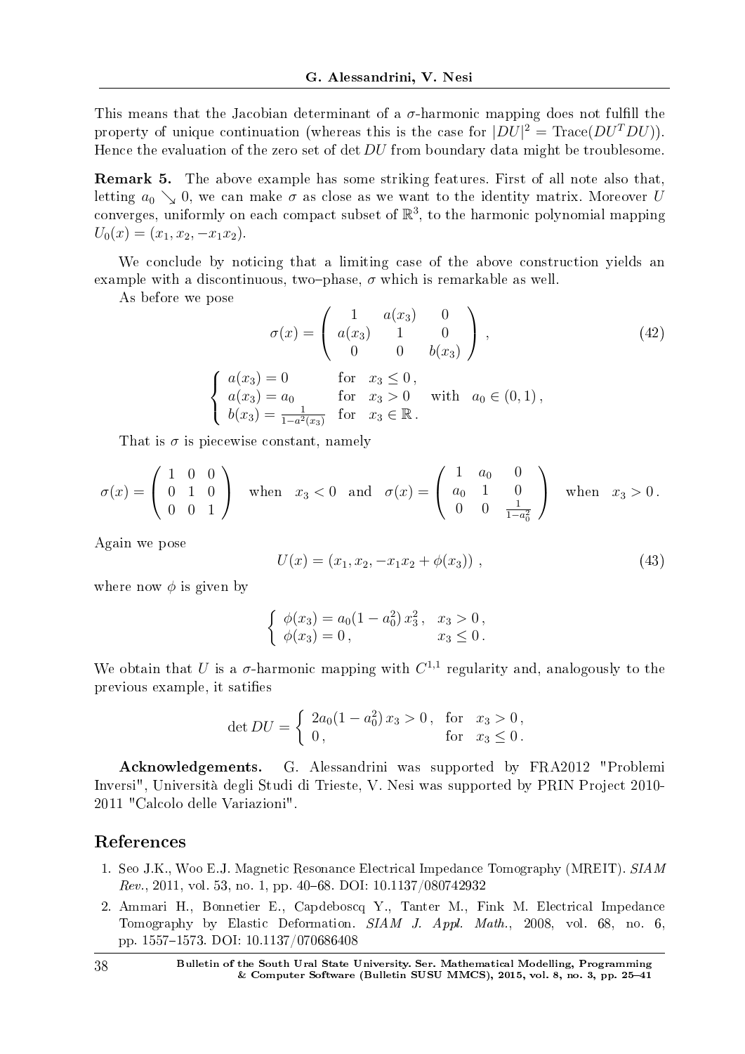This means that the Jacobian determinant of a $\sigma$-harmonic mapping does not fulfill the property of unique continuation (whereas this is the case for $|DU|^2 = \mathrm{Trace}(DU^T DU)$). Hence the evaluation of the zero set of $\det DU$ from boundary data might be troublesome.

**Remark 5.** The above example has some striking features. First of all note also that, letting $a_0 \searrow 0$, we can make $\sigma$ as close as we want to the identity matrix. Moreover $U$ converges, uniformly on each compact subset of $\mathbb{R}^3$, to the harmonic polynomial mapping $U_0(x) = (x_1, x_2, -x_1 x_2)$.

We conclude by noticing that a limiting case of the above construction yields an example with a discontinuous, two–phase, $\sigma$ which is remarkable as well.

As before we pose

$$\sigma(x) = \begin{pmatrix} 1 & a(x_3) & 0 \\ a(x_3) & 1 & 0 \\ 0 & 0 & b(x_3) \end{pmatrix}, \tag{42}$$

$$\begin{cases} a(x_3) = 0 & \text{for} \quad x_3 \le 0\,, \\ a(x_3) = a_0 & \text{for} \quad x_3 > 0 \quad \text{with} \quad a_0 \in (0,1)\,, \\ b(x_3) = \frac{1}{1 - a^2(x_3)} & \text{for} \quad x_3 \in \mathbb{R}\,. \end{cases}$$

That is $\sigma$ is piecewise constant, namely

$$\sigma(x) = \begin{pmatrix} 1 & 0 & 0 \\ 0 & 1 & 0 \\ 0 & 0 & 1 \end{pmatrix} \quad \text{when} \quad x_3 < 0 \quad \text{and} \quad \sigma(x) = \begin{pmatrix} 1 & a_0 & 0 \\ a_0 & 1 & 0 \\ 0 & 0 & \frac{1}{1-a_0^2} \end{pmatrix} \quad \text{when} \quad x_3 > 0\,.$$

Again we pose

$$U(x) = (x_1, x_2, -x_1 x_2 + \phi(x_3))\,, \tag{43}$$

where now $\phi$ is given by

$$\begin{cases} \phi(x_3) = a_0(1 - a_0^2)\, x_3^2\,, & x_3 > 0\,, \\ \phi(x_3) = 0\,, & x_3 \le 0\,. \end{cases}$$

We obtain that $U$ is a $\sigma$-harmonic mapping with $C^{1,1}$ regularity and, analogously to the previous example, it satifies

$$\det DU = \begin{cases} 2a_0(1 - a_0^2)\, x_3 > 0\,, & \text{for} \quad x_3 > 0\,, \\ 0\,, & \text{for} \quad x_3 \le 0\,. \end{cases}$$

**Acknowledgements.** G. Alessandrini was supported by FRA2012 "Problemi Inversi", Università degli Studi di Trieste, V. Nesi was supported by PRIN Project 2010-2011 "Calcolo delle Variazioni".

## References

1. Seo J.K., Woo E.J. Magnetic Resonance Electrical Impedance Tomography (MREIT). *SIAM Rev.*, 2011, vol. 53, no. 1, pp. 40–68. DOI: 10.1137/080742932
2. Ammari H., Bonnetier E., Capdeboscq Y., Tanter M., Fink M. Electrical Impedance Tomography by Elastic Deformation. *SIAM J. Appl. Math.*, 2008, vol. 68, no. 6, pp. 1557–1573. DOI: 10.1137/070686408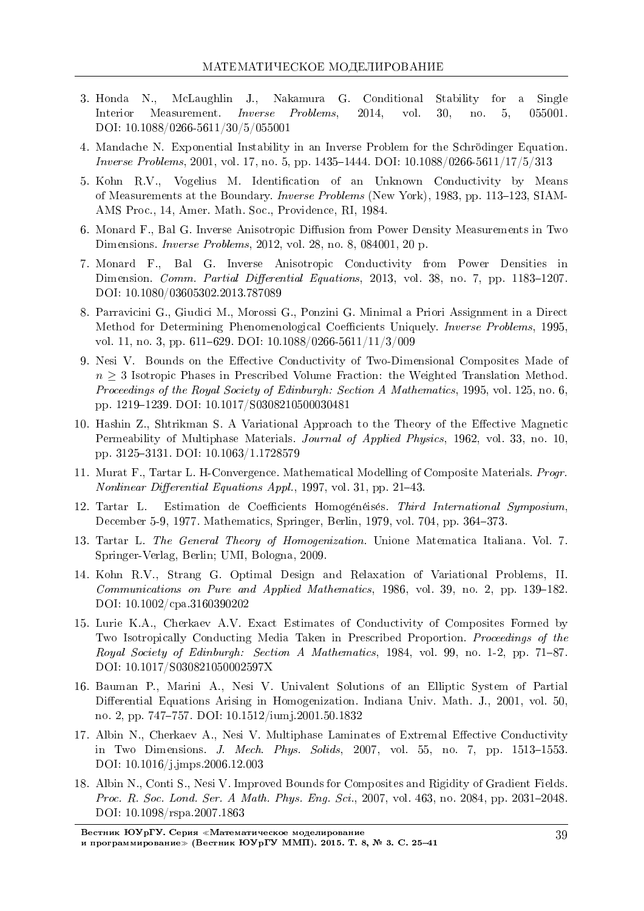3. Honda N., McLaughlin J., Nakamura G. Conditional Stability for a Single Interior Measurement. *Inverse Problems*, 2014, vol. 30, no. 5, 055001. DOI: 10.1088/0266-5611/30/5/055001

4. Mandache N. Exponential Instability in an Inverse Problem for the Schrödinger Equation. *Inverse Problems*, 2001, vol. 17, no. 5, pp. 1435–1444. DOI: 10.1088/0266-5611/17/5/313

5. Kohn R.V., Vogelius M. Identification of an Unknown Conductivity by Means of Measurements at the Boundary. *Inverse Problems* (New York), 1983, pp. 113–123, SIAM-AMS Proc., 14, Amer. Math. Soc., Providence, RI, 1984.

6. Monard F., Bal G. Inverse Anisotropic Diffusion from Power Density Measurements in Two Dimensions. *Inverse Problems*, 2012, vol. 28, no. 8, 084001, 20 p.

7. Monard F., Bal G. Inverse Anisotropic Conductivity from Power Densities in Dimension. *Comm. Partial Differential Equations*, 2013, vol. 38, no. 7, pp. 1183–1207. DOI: 10.1080/03605302.2013.787089

8. Parravicini G., Giudici M., Morossi G., Ponzini G. Minimal a Priori Assignment in a Direct Method for Determining Phenomenological Coefficients Uniquely. *Inverse Problems*, 1995, vol. 11, no. 3, pp. 611–629. DOI: 10.1088/0266-5611/11/3/009

9. Nesi V. Bounds on the Effective Conductivity of Two-Dimensional Composites Made of $n \geq 3$ Isotropic Phases in Prescribed Volume Fraction: the Weighted Translation Method. *Proceedings of the Royal Society of Edinburgh: Section A Mathematics*, 1995, vol. 125, no. 6, pp. 1219–1239. DOI: 10.1017/S0308210500030481

10. Hashin Z., Shtrikman S. A Variational Approach to the Theory of the Effective Magnetic Permeability of Multiphase Materials. *Journal of Applied Physics*, 1962, vol. 33, no. 10, pp. 3125–3131. DOI: 10.1063/1.1728579

11. Murat F., Tartar L. H-Convergence. Mathematical Modelling of Composite Materials. *Progr. Nonlinear Differential Equations Appl.*, 1997, vol. 31, pp. 21–43.

12. Tartar L. Estimation de Coefficients Homogénéisés. *Third International Symposium*, December 5-9, 1977. Mathematics, Springer, Berlin, 1979, vol. 704, pp. 364–373.

13. Tartar L. *The General Theory of Homogenization.* Unione Matematica Italiana. Vol. 7. Springer-Verlag, Berlin; UMI, Bologna, 2009.

14. Kohn R.V., Strang G. Optimal Design and Relaxation of Variational Problems, II. *Communications on Pure and Applied Mathematics*, 1986, vol. 39, no. 2, pp. 139–182. DOI: 10.1002/cpa.3160390202

15. Lurie K.A., Cherkaev A.V. Exact Estimates of Conductivity of Composites Formed by Two Isotropically Conducting Media Taken in Prescribed Proportion. *Proceedings of the Royal Society of Edinburgh: Section A Mathematics*, 1984, vol. 99, no. 1-2, pp. 71–87. DOI: 10.1017/S030821050002597X

16. Bauman P., Marini A., Nesi V. Univalent Solutions of an Elliptic System of Partial Differential Equations Arising in Homogenization. Indiana Univ. Math. J., 2001, vol. 50, no. 2, pp. 747–757. DOI: 10.1512/iumj.2001.50.1832

17. Albin N., Cherkaev A., Nesi V. Multiphase Laminates of Extremal Effective Conductivity in Two Dimensions. *J. Mech. Phys. Solids*, 2007, vol. 55, no. 7, pp. 1513–1553. DOI: 10.1016/j.jmps.2006.12.003

18. Albin N., Conti S., Nesi V. Improved Bounds for Composites and Rigidity of Gradient Fields. *Proc. R. Soc. Lond. Ser. A Math. Phys. Eng. Sci.*, 2007, vol. 463, no. 2084, pp. 2031–2048. DOI: 10.1098/rspa.2007.1863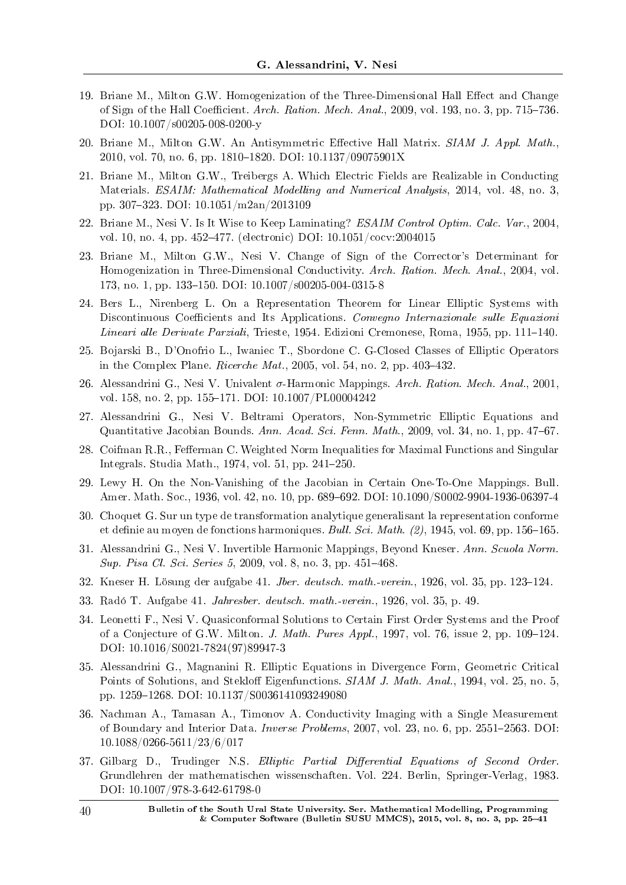19. Briane M., Milton G.W. Homogenization of the Three-Dimensional Hall Effect and Change of Sign of the Hall Coefficient. *Arch. Ration. Mech. Anal.*, 2009, vol. 193, no. 3, pp. 715–736. DOI: 10.1007/s00205-008-0200-y

20. Briane M., Milton G.W. An Antisymmetric Effective Hall Matrix. *SIAM J. Appl. Math.*, 2010, vol. 70, no. 6, pp. 1810–1820. DOI: 10.1137/09075901X

21. Briane M., Milton G.W., Treibergs A. Which Electric Fields are Realizable in Conducting Materials. *ESAIM: Mathematical Modelling and Numerical Analysis*, 2014, vol. 48, no. 3, pp. 307–323. DOI: 10.1051/m2an/2013109

22. Briane M., Nesi V. Is It Wise to Keep Laminating? *ESAIM Control Optim. Calc. Var.*, 2004, vol. 10, no. 4, pp. 452–477. (electronic) DOI: 10.1051/cocv:2004015

23. Briane M., Milton G.W., Nesi V. Change of Sign of the Corrector's Determinant for Homogenization in Three-Dimensional Conductivity. *Arch. Ration. Mech. Anal.*, 2004, vol. 173, no. 1, pp. 133–150. DOI: 10.1007/s00205-004-0315-8

24. Bers L., Nirenberg L. On a Representation Theorem for Linear Elliptic Systems with Discontinuous Coefficients and Its Applications. *Convegno Internazionale sulle Equazioni Lineari alle Derivate Parziali*, Trieste, 1954. Edizioni Cremonese, Roma, 1955, pp. 111–140.

25. Bojarski B., D'Onofrio L., Iwaniec T., Sbordone C. G-Closed Classes of Elliptic Operators in the Complex Plane. *Ricerche Mat.*, 2005, vol. 54, no. 2, pp. 403–432.

26. Alessandrini G., Nesi V. Univalent $\sigma$-Harmonic Mappings. *Arch. Ration. Mech. Anal.*, 2001, vol. 158, no. 2, pp. 155–171. DOI: 10.1007/PL00004242

27. Alessandrini G., Nesi V. Beltrami Operators, Non-Symmetric Elliptic Equations and Quantitative Jacobian Bounds. *Ann. Acad. Sci. Fenn. Math.*, 2009, vol. 34, no. 1, pp. 47–67.

28. Coifman R.R., Fefferman C. Weighted Norm Inequalities for Maximal Functions and Singular Integrals. Studia Math., 1974, vol. 51, pp. 241–250.

29. Lewy H. On the Non-Vanishing of the Jacobian in Certain One-To-One Mappings. Bull. Amer. Math. Soc., 1936, vol. 42, no. 10, pp. 689–692. DOI: 10.1090/S0002-9904-1936-06397-4

30. Choquet G. Sur un type de transformation analytique generalisant la representation conforme et definie au moyen de fonctions harmoniques. *Bull. Sci. Math. (2)*, 1945, vol. 69, pp. 156–165.

31. Alessandrini G., Nesi V. Invertible Harmonic Mappings, Beyond Kneser. *Ann. Scuola Norm. Sup. Pisa Cl. Sci. Series 5*, 2009, vol. 8, no. 3, pp. 451–468.

32. Kneser H. Lösung der aufgabe 41. *Jber. deutsch. math.-verein.*, 1926, vol. 35, pp. 123–124.

33. Radó T. Aufgabe 41. *Jahresber. deutsch. math.-verein.*, 1926, vol. 35, p. 49.

34. Leonetti F., Nesi V. Quasiconformal Solutions to Certain First Order Systems and the Proof of a Conjecture of G.W. Milton. *J. Math. Pures Appl.*, 1997, vol. 76, issue 2, pp. 109–124. DOI: 10.1016/S0021-7824(97)89947-3

35. Alessandrini G., Magnanini R. Elliptic Equations in Divergence Form, Geometric Critical Points of Solutions, and Stekloff Eigenfunctions. *SIAM J. Math. Anal.*, 1994, vol. 25, no. 5, pp. 1259–1268. DOI: 10.1137/S0036141093249080

36. Nachman A., Tamasan A., Timonov A. Conductivity Imaging with a Single Measurement of Boundary and Interior Data. *Inverse Problems*, 2007, vol. 23, no. 6, pp. 2551–2563. DOI: 10.1088/0266-5611/23/6/017

37. Gilbarg D., Trudinger N.S. *Elliptic Partial Differential Equations of Second Order.* Grundlehren der mathematischen wissenschaften. Vol. 224. Berlin, Springer-Verlag, 1983. DOI: 10.1007/978-3-642-61798-0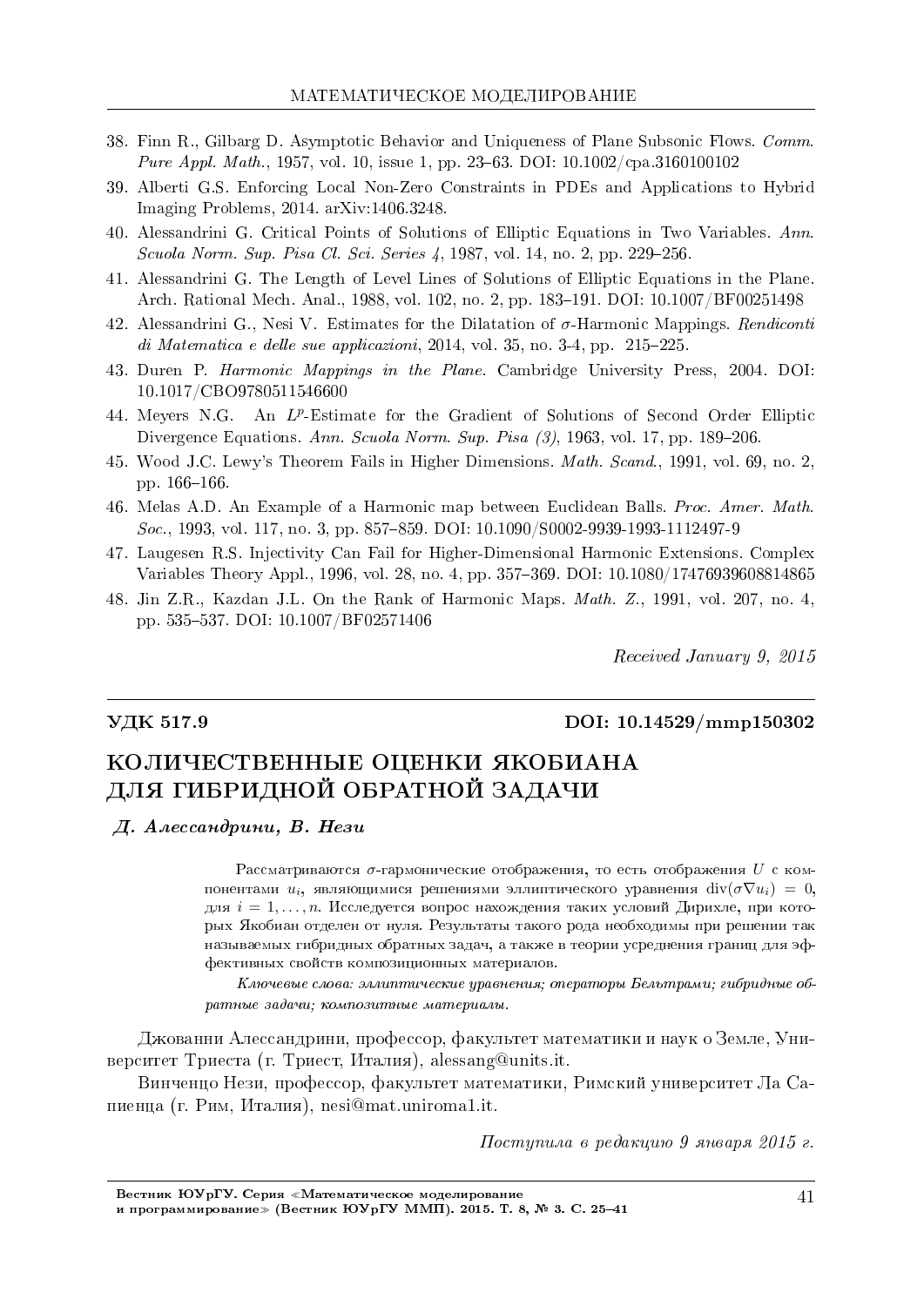38. Finn R., Gilbarg D. Asymptotic Behavior and Uniqueness of Plane Subsonic Flows. *Comm. Pure Appl. Math.*, 1957, vol. 10, issue 1, pp. 23–63. DOI: 10.1002/cpa.3160100102
39. Alberti G.S. Enforcing Local Non-Zero Constraints in PDEs and Applications to Hybrid Imaging Problems, 2014. arXiv:1406.3248.
40. Alessandrini G. Critical Points of Solutions of Elliptic Equations in Two Variables. *Ann. Scuola Norm. Sup. Pisa Cl. Sci. Series 4*, 1987, vol. 14, no. 2, pp. 229–256.
41. Alessandrini G. The Length of Level Lines of Solutions of Elliptic Equations in the Plane. Arch. Rational Mech. Anal., 1988, vol. 102, no. 2, pp. 183–191. DOI: 10.1007/BF00251498
42. Alessandrini G., Nesi V. Estimates for the Dilatation of $\sigma$-Harmonic Mappings. *Rendiconti di Matematica e delle sue applicazioni*, 2014, vol. 35, no. 3-4, pp. 215–225.
43. Duren P. *Harmonic Mappings in the Plane.* Cambridge University Press, 2004. DOI: 10.1017/CBO9780511546600
44. Meyers N.G. An $L^p$-Estimate for the Gradient of Solutions of Second Order Elliptic Divergence Equations. *Ann. Scuola Norm. Sup. Pisa (3)*, 1963, vol. 17, pp. 189–206.
45. Wood J.C. Lewy's Theorem Fails in Higher Dimensions. *Math. Scand.*, 1991, vol. 69, no. 2, pp. 166–166.
46. Melas A.D. An Example of a Harmonic map between Euclidean Balls. *Proc. Amer. Math. Soc.*, 1993, vol. 117, no. 3, pp. 857–859. DOI: 10.1090/S0002-9939-1993-1112497-9
47. Laugesen R.S. Injectivity Can Fail for Higher-Dimensional Harmonic Extensions. Complex Variables Theory Appl., 1996, vol. 28, no. 4, pp. 357–369. DOI: 10.1080/17476939608814865
48. Jin Z.R., Kazdan J.L. On the Rank of Harmonic Maps. *Math. Z.*, 1991, vol. 207, no. 4, pp. 535–537. DOI: 10.1007/BF02571406

*Received January 9, 2015*

---

**УДК 517.9** **DOI: 10.14529/mmp150302**

# КОЛИЧЕСТВЕННЫЕ ОЦЕНКИ ЯКОБИАНА ДЛЯ ГИБРИДНОЙ ОБРАТНОЙ ЗАДАЧИ

***Д. Алессандрини, В. Нези***

Рассматриваются $\sigma$-гармонические отображения, то есть отображения $U$ с компонентами $u_i$, являющимися решениями эллиптического уравнения $\operatorname{div}(\sigma\nabla u_i) = 0$, для $i = 1, \ldots, n$. Исследуется вопрос нахождения таких условий Дирихле, при которых Якобиан отделен от нуля. Результаты такого рода необходимы при решении так называемых гибридных обратных задач, а также в теории усреднения границ для эффективных свойств композиционных материалов.

*Ключевые слова: эллиптические уравнения; операторы Бельтрами; гибридные обратные задачи; композитные материалы.*

Джованни Алессандрини, профессор, факультет математики и наук о Земле, Университет Триеста (г. Триест, Италия), alessang@units.it.

Винченцо Нези, профессор, факультет математики, Римский университет Ла Сапиенца (г. Рим, Италия), nesi@mat.uniroma1.it.

*Поступила в редакцию 9 января 2015 г.*